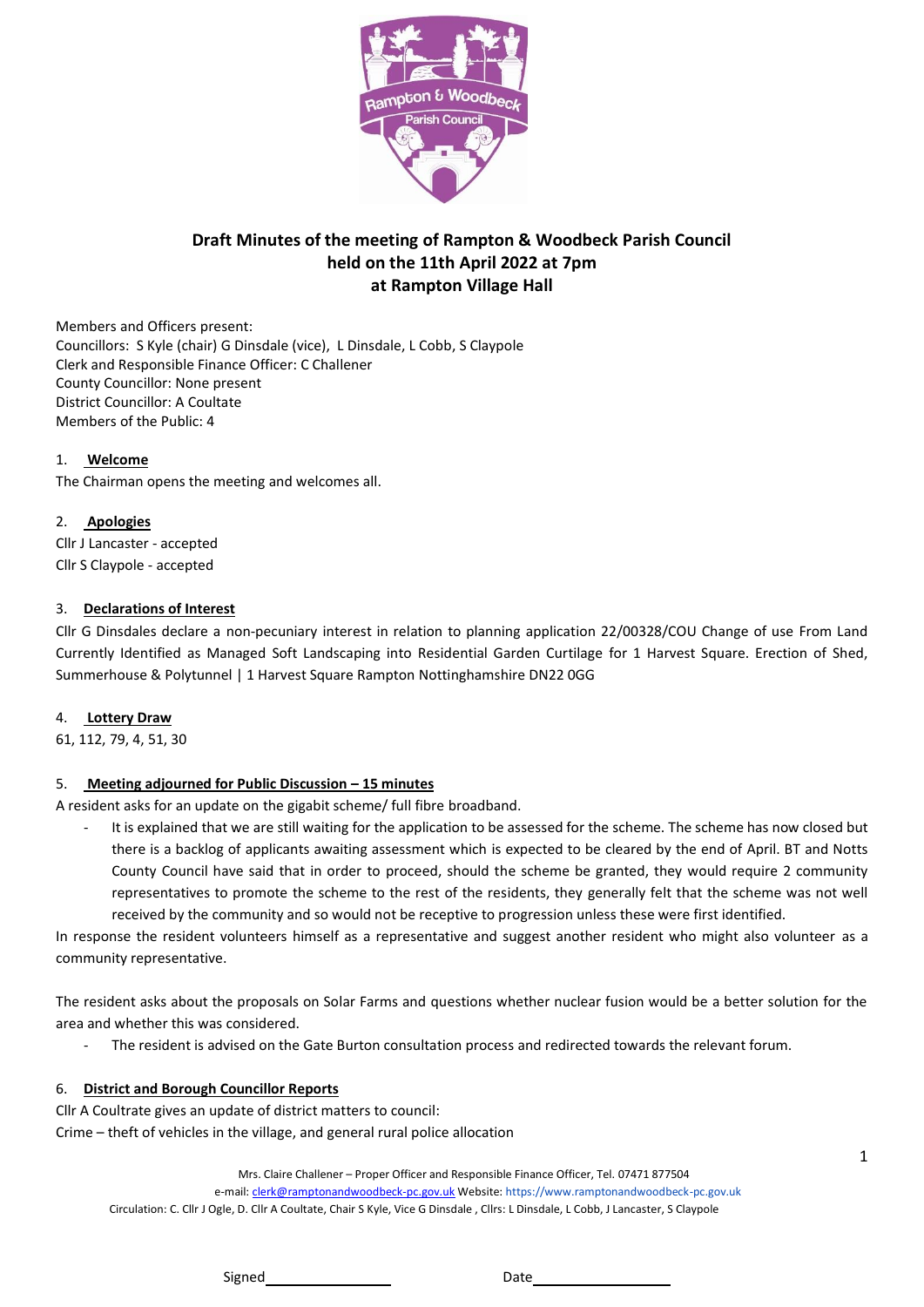## Draft Minutes of the meeting of Rampton & Woodbeck Parish Council held on the 11th April 2022 at 7pm at Rampton Village Hall

Members and Officers present:
Councillors: S Kyle (chair) G Dinsdale (vice), L Dinsdale, L Cobb, S Claypole
Clerk and Responsible Finance Officer: C Challener
County Councillor: None present
District Councillor: A Coultate
Members of the Public: 4

### 1. Welcome

The Chairman opens the meeting and welcomes all.

### 2. Apologies

Cllr J Lancaster - accepted
Cllr S Claypole - accepted

### 3. Declarations of Interest

Cllr G Dinsdales declare a non-pecuniary interest in relation to planning application 22/00328/COU Change of use From Land Currently Identified as Managed Soft Landscaping into Residential Garden Curtilage for 1 Harvest Square. Erection of Shed, Summerhouse & Polytunnel | 1 Harvest Square Rampton Nottinghamshire DN22 0GG

### 4. Lottery Draw

61, 112, 79, 4, 51, 30

### 5. Meeting adjourned for Public Discussion – 15 minutes

A resident asks for an update on the gigabit scheme/ full fibre broadband.

- It is explained that we are still waiting for the application to be assessed for the scheme. The scheme has now closed but there is a backlog of applicants awaiting assessment which is expected to be cleared by the end of April. BT and Notts County Council have said that in order to proceed, should the scheme be granted, they would require 2 community representatives to promote the scheme to the rest of the residents, they generally felt that the scheme was not well received by the community and so would not be receptive to progression unless these were first identified.

In response the resident volunteers himself as a representative and suggest another resident who might also volunteer as a community representative.

The resident asks about the proposals on Solar Farms and questions whether nuclear fusion would be a better solution for the area and whether this was considered.

- The resident is advised on the Gate Burton consultation process and redirected towards the relevant forum.

### 6. District and Borough Councillor Reports

Cllr A Coultrate gives an update of district matters to council:
Crime – theft of vehicles in the village, and general rural police allocation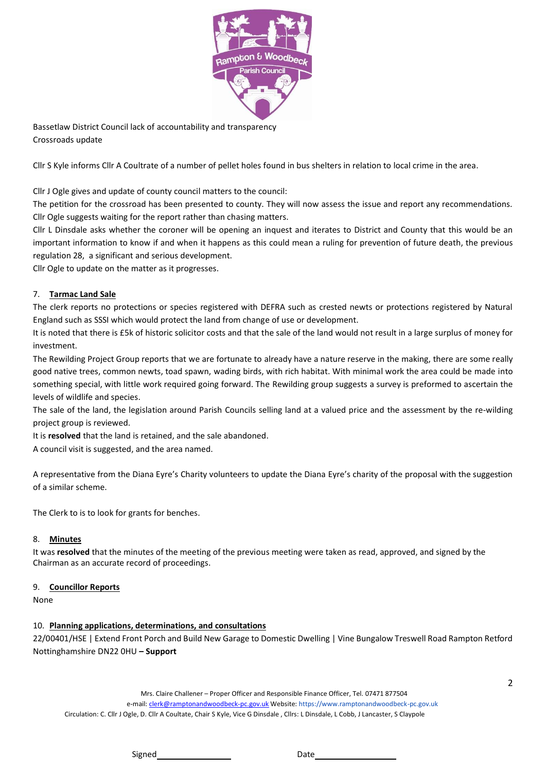Bassetlaw District Council lack of accountability and transparency
Crossroads update

Cllr S Kyle informs Cllr A Coultrate of a number of pellet holes found in bus shelters in relation to local crime in the area.

Cllr J Ogle gives and update of county council matters to the council:
The petition for the crossroad has been presented to county. They will now assess the issue and report any recommendations. Cllr Ogle suggests waiting for the report rather than chasing matters.
Cllr L Dinsdale asks whether the coroner will be opening an inquest and iterates to District and County that this would be an important information to know if and when it happens as this could mean a ruling for prevention of future death, the previous regulation 28, a significant and serious development.
Cllr Ogle to update on the matter as it progresses.

7. **Tarmac Land Sale**

The clerk reports no protections or species registered with DEFRA such as crested newts or protections registered by Natural England such as SSSI which would protect the land from change of use or development.
It is noted that there is £5k of historic solicitor costs and that the sale of the land would not result in a large surplus of money for investment.
The Rewilding Project Group reports that we are fortunate to already have a nature reserve in the making, there are some really good native trees, common newts, toad spawn, wading birds, with rich habitat. With minimal work the area could be made into something special, with little work required going forward. The Rewilding group suggests a survey is preformed to ascertain the levels of wildlife and species.
The sale of the land, the legislation around Parish Councils selling land at a valued price and the assessment by the re-wilding project group is reviewed.
It is **resolved** that the land is retained, and the sale abandoned.
A council visit is suggested, and the area named.

A representative from the Diana Eyre's Charity volunteers to update the Diana Eyre's charity of the proposal with the suggestion of a similar scheme.

The Clerk to is to look for grants for benches.

8. **Minutes**

It was **resolved** that the minutes of the meeting of the previous meeting were taken as read, approved, and signed by the Chairman as an accurate record of proceedings.

9. **Councillor Reports**

None

10. **Planning applications, determinations, and consultations**

22/00401/HSE | Extend Front Porch and Build New Garage to Domestic Dwelling | Vine Bungalow Treswell Road Rampton Retford Nottinghamshire DN22 0HU – **Support**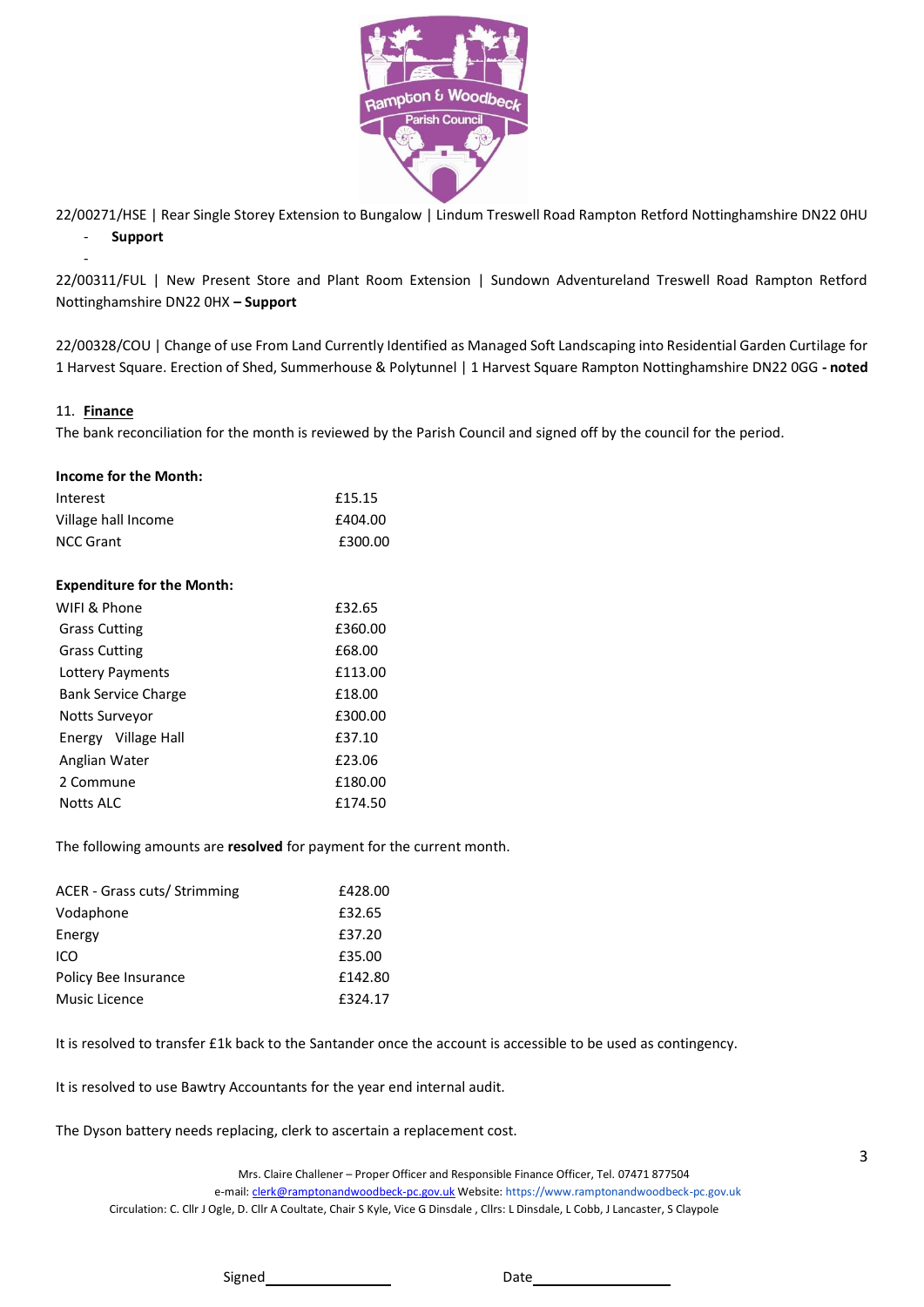22/00271/HSE | Rear Single Storey Extension to Bungalow | Lindum Treswell Road Rampton Retford Nottinghamshire DN22 0HU

- **Support**
-

22/00311/FUL | New Present Store and Plant Room Extension | Sundown Adventureland Treswell Road Rampton Retford Nottinghamshire DN22 0HX **– Support**

22/00328/COU | Change of use From Land Currently Identified as Managed Soft Landscaping into Residential Garden Curtilage for 1 Harvest Square. Erection of Shed, Summerhouse & Polytunnel | 1 Harvest Square Rampton Nottinghamshire DN22 0GG **- noted**

11. **Finance**

The bank reconciliation for the month is reviewed by the Parish Council and signed off by the council for the period.

**Income for the Month:**

| | |
|---|---|
| Interest | £15.15 |
| Village hall Income | £404.00 |
| NCC Grant | £300.00 |

**Expenditure for the Month:**

| | |
|---|---|
| WIFI & Phone | £32.65 |
| Grass Cutting | £360.00 |
| Grass Cutting | £68.00 |
| Lottery Payments | £113.00 |
| Bank Service Charge | £18.00 |
| Notts Surveyor | £300.00 |
| Energy Village Hall | £37.10 |
| Anglian Water | £23.06 |
| 2 Commune | £180.00 |
| Notts ALC | £174.50 |

The following amounts are **resolved** for payment for the current month.

| | |
|---|---|
| ACER - Grass cuts/ Strimming | £428.00 |
| Vodaphone | £32.65 |
| Energy | £37.20 |
| ICO | £35.00 |
| Policy Bee Insurance | £142.80 |
| Music Licence | £324.17 |

It is resolved to transfer £1k back to the Santander once the account is accessible to be used as contingency.

It is resolved to use Bawtry Accountants for the year end internal audit.

The Dyson battery needs replacing, clerk to ascertain a replacement cost.

Mrs. Claire Challener – Proper Officer and Responsible Finance Officer, Tel. 07471 877504
e-mail: clerk@ramptonandwoodbeck-pc.gov.uk Website: https://www.ramptonandwoodbeck-pc.gov.uk
Circulation: C. Cllr J Ogle, D. Cllr A Coultate, Chair S Kyle, Vice G Dinsdale , Cllrs: L Dinsdale, L Cobb, J Lancaster, S Claypole

Signed________________ Date________________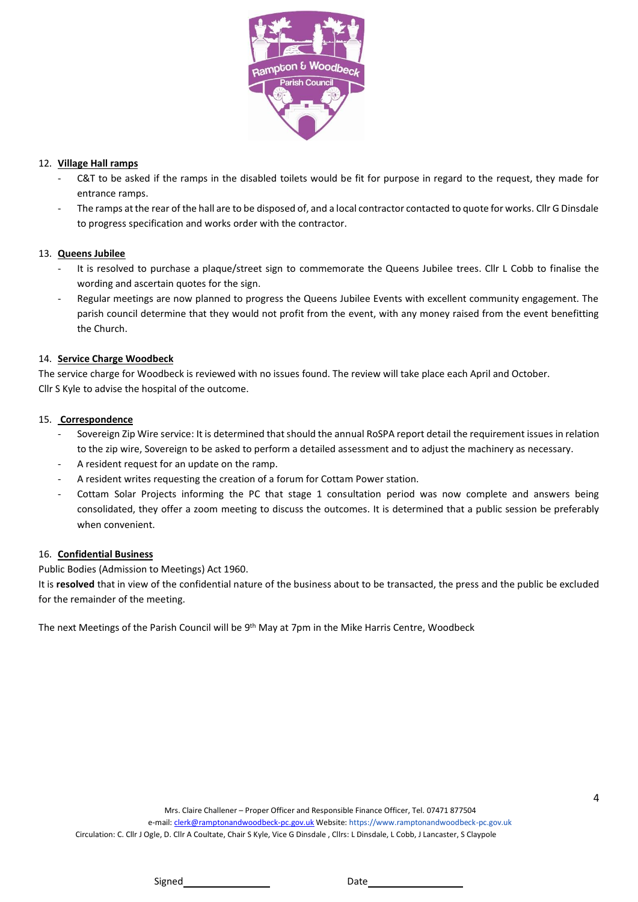12. **Village Hall ramps**
    - C&T to be asked if the ramps in the disabled toilets would be fit for purpose in regard to the request, they made for entrance ramps.
    - The ramps at the rear of the hall are to be disposed of, and a local contractor contacted to quote for works. Cllr G Dinsdale to progress specification and works order with the contractor.

13. **Queens Jubilee**
    - It is resolved to purchase a plaque/street sign to commemorate the Queens Jubilee trees. Cllr L Cobb to finalise the wording and ascertain quotes for the sign.
    - Regular meetings are now planned to progress the Queens Jubilee Events with excellent community engagement. The parish council determine that they would not profit from the event, with any money raised from the event benefitting the Church.

14. **Service Charge Woodbeck**

The service charge for Woodbeck is reviewed with no issues found. The review will take place each April and October.
Cllr S Kyle to advise the hospital of the outcome.

15. **Correspondence**
    - Sovereign Zip Wire service: It is determined that should the annual RoSPA report detail the requirement issues in relation to the zip wire, Sovereign to be asked to perform a detailed assessment and to adjust the machinery as necessary.
    - A resident request for an update on the ramp.
    - A resident writes requesting the creation of a forum for Cottam Power station.
    - Cottam Solar Projects informing the PC that stage 1 consultation period was now complete and answers being consolidated, they offer a zoom meeting to discuss the outcomes. It is determined that a public session be preferably when convenient.

16. **Confidential Business**

Public Bodies (Admission to Meetings) Act 1960.
It is **resolved** that in view of the confidential nature of the business about to be transacted, the press and the public be excluded for the remainder of the meeting.

The next Meetings of the Parish Council will be 9th May at 7pm in the Mike Harris Centre, Woodbeck

Mrs. Claire Challener – Proper Officer and Responsible Finance Officer, Tel. 07471 877504
e-mail: clerk@ramptonandwoodbeck-pc.gov.uk Website: https://www.ramptonandwoodbeck-pc.gov.uk
Circulation: C. Cllr J Ogle, D. Cllr A Coultate, Chair S Kyle, Vice G Dinsdale , Cllrs: L Dinsdale, L Cobb, J Lancaster, S Claypole

Signed\_\_\_\_\_\_\_\_\_\_\_\_\_\_\_\_ Date\_\_\_\_\_\_\_\_\_\_\_\_\_\_\_\_